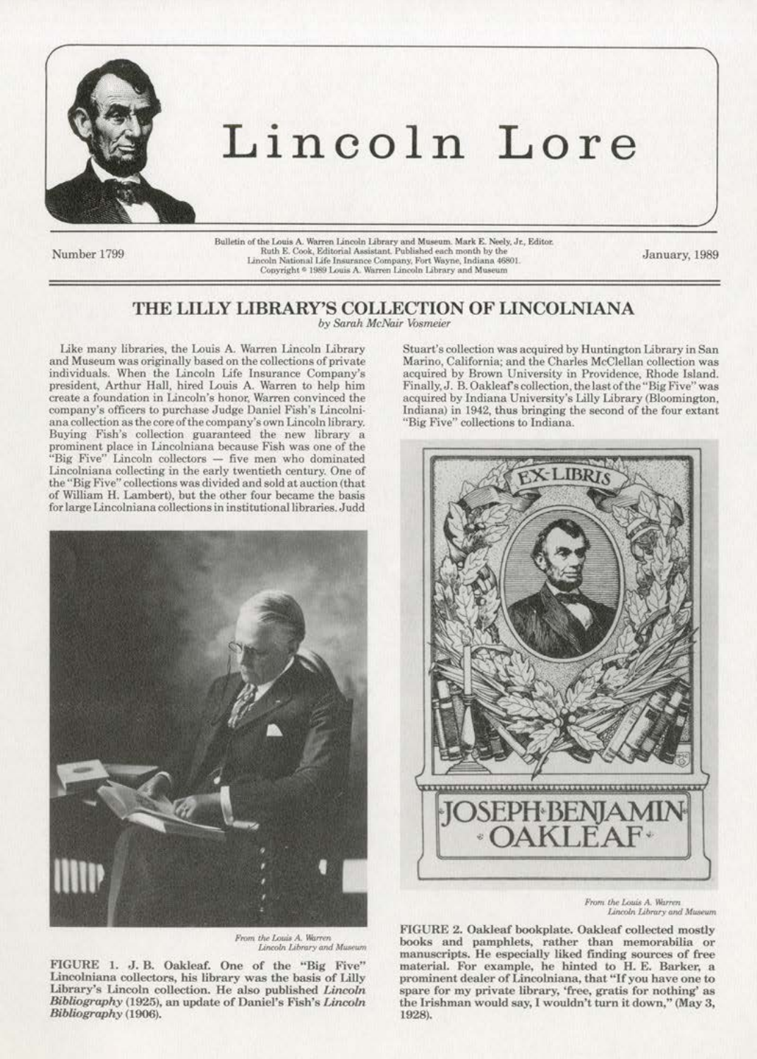# Lincoln Lore

Number 1799

Bulletin of the Louis A. Warren Lincoln Library and Museum. Mark E. Neely, Jr., Editor. Ruth E. Cook, Editorial Assistant. Published each month by the Lincoln National Life Insurance Company, Fort Wayne, Indiana 46801. Copyright © 1989 Louis A. Warren Lincoln Library and Museum

January, 1989

## THE LILLY LIBRARY'S COLLECTION OF LINCOLNIANA

*by Sarah McNair Vosmeier*

Like many libraries, the Louis A. Warren Lincoln Library and Museum was originally based on the collections of private individuals. When the Lincoln Life Insurance Company's president, Arthur Hall, hired Louis A. Warren to help him create a foundation in Lincoln's honor, Warren convinced the company's officers to purchase Judge Daniel Fish's Lincolniana collection as the core of the company's own Lincoln library. Buying Fish's collection guaranteed the new library a prominent place in Lincolniana because Fish was one of the "Big Five" Lincoln collectors — five men who dominated Lincolniana collecting in the early twentieth century. One of the "Big Five" collections was divided and sold at auction (that of William H. Lambert), but the other four became the basis for large Lincolniana collections in institutional libraries. Judd Stuart's collection was acquired by Huntington Library in San Marino, California; and the Charles McClellan collection was acquired by Brown University in Providence, Rhode Island. Finally, J. B. Oakleaf's collection, the last of the "Big Five" was acquired by Indiana University's Lilly Library (Bloomington, Indiana) in 1942, thus bringing the second of the four extant "Big Five" collections to Indiana.

*From the Louis A. Warren Lincoln Library and Museum*

FIGURE 1. J. B. Oakleaf. One of the "Big Five" Lincolniana collectors, his library was the basis of Lilly Library's Lincoln collection. He also published *Lincoln Bibliography* (1925), an update of Daniel's Fish's *Lincoln Bibliography* (1906).

*From the Louis A. Warren Lincoln Library and Museum*

FIGURE 2. Oakleaf bookplate. Oakleaf collected mostly books and pamphlets, rather than memorabilia or manuscripts. He especially liked finding sources of free material. For example, he hinted to H. E. Barker, a prominent dealer of Lincolniana, that "If you have one to spare for my private library, 'free, gratis for nothing' as the Irishman would say, I wouldn't turn it down," (May 3, 1928).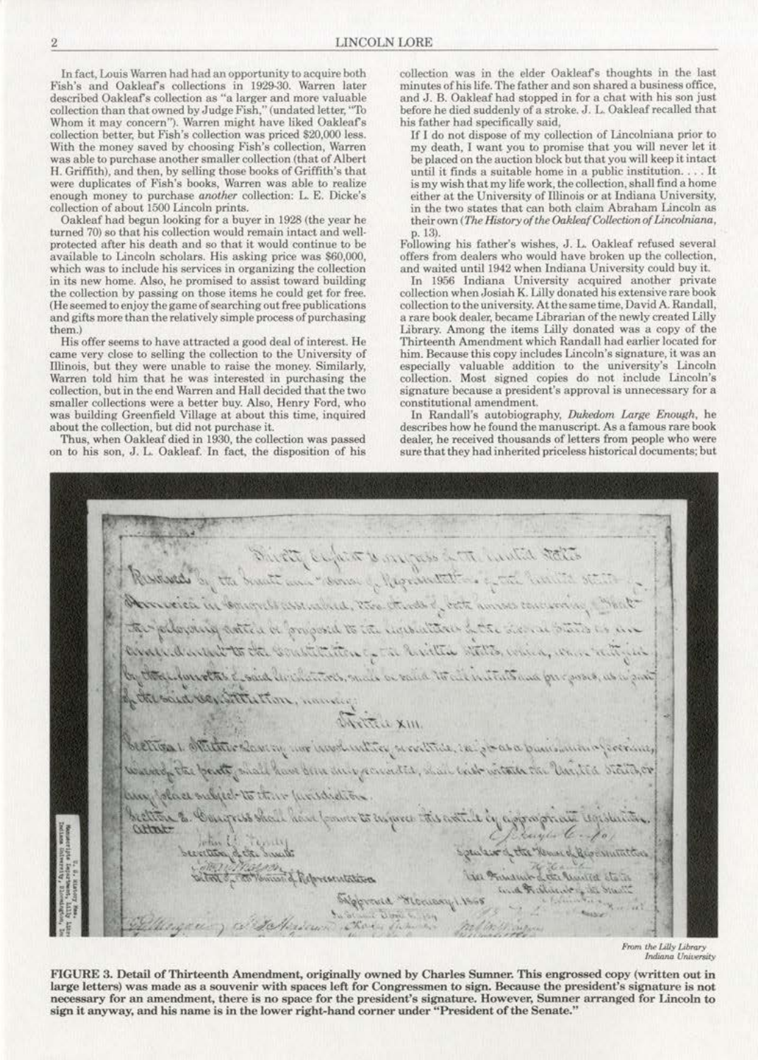In fact, Louis Warren had had an opportunity to acquire both Fish's and Oakleaf's collections in 1929-30. Warren later described Oakleaf's collection as "a larger and more valuable collection than that owned by Judge Fish," (undated letter, "To Whom it may concern"). Warren might have liked Oakleaf's collection better, but Fish's collection was priced $20,000 less. With the money saved by choosing Fish's collection, Warren was able to purchase another smaller collection (that of Albert H. Griffith), and then, by selling those books of Griffith's that were duplicates of Fish's books, Warren was able to realize enough money to purchase *another* collection: L. E. Dicke's collection of about 1500 Lincoln prints.

Oakleaf had begun looking for a buyer in 1928 (the year he turned 70) so that his collection would remain intact and well-protected after his death and so that it would continue to be available to Lincoln scholars. His asking price was $60,000, which was to include his services in organizing the collection in its new home. Also, he promised to assist toward building the collection by passing on those items he could get for free. (He seemed to enjoy the game of searching out free publications and gifts more than the relatively simple process of purchasing them.)

His offer seems to have attracted a good deal of interest. He came very close to selling the collection to the University of Illinois, but they were unable to raise the money. Similarly, Warren told him that he was interested in purchasing the collection, but in the end Warren and Hall decided that the two smaller collections were a better buy. Also, Henry Ford, who was building Greenfield Village at about this time, inquired about the collection, but did not purchase it.

Thus, when Oakleaf died in 1930, the collection was passed on to his son, J. L. Oakleaf. In fact, the disposition of his collection was in the elder Oakleaf's thoughts in the last minutes of his life. The father and son shared a business office, and J. B. Oakleaf had stopped in for a chat with his son just before he died suddenly of a stroke. J. L. Oakleaf recalled that his father had specifically said,

> If I do not dispose of my collection of Lincolniana prior to my death, I want you to promise that you will never let it be placed on the auction block but that you will keep it intact until it finds a suitable home in a public institution. . . . It is my wish that my life work, the collection, shall find a home either at the University of Illinois or at Indiana University, in the two states that can both claim Abraham Lincoln as their own (*The History of the Oakleaf Collection of Lincolniana*, p. 13).

Following his father's wishes, J. L. Oakleaf refused several offers from dealers who would have broken up the collection, and waited until 1942 when Indiana University could buy it.

In 1956 Indiana University acquired another private collection when Josiah K. Lilly donated his extensive rare book collection to the university. At the same time, David A. Randall, a rare book dealer, became Librarian of the newly created Lilly Library. Among the items Lilly donated was a copy of the Thirteenth Amendment which Randall had earlier located for him. Because this copy includes Lincoln's signature, it was an especially valuable addition to the university's Lincoln collection. Most signed copies do not include Lincoln's signature because a president's approval is unnecessary for a constitutional amendment.

In Randall's autobiography, *Dukedom Large Enough*, he describes how he found the manuscript. As a famous rare book dealer, he received thousands of letters from people who were sure that they had inherited priceless historical documents; but

From the Lilly Library
Indiana University

**FIGURE 3. Detail of Thirteenth Amendment, originally owned by Charles Sumner. This engrossed copy (written out in large letters) was made as a souvenir with spaces left for Congressmen to sign. Because the president's signature is not necessary for an amendment, there is no space for the president's signature. However, Sumner arranged for Lincoln to sign it anyway, and his name is in the lower right-hand corner under "President of the Senate."**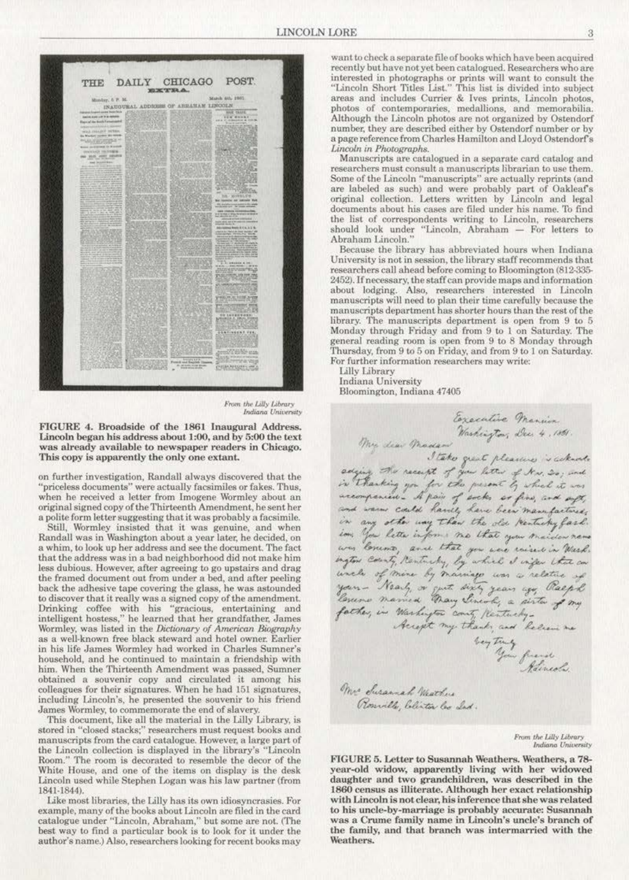From the Lilly Library
Indiana University

**FIGURE 4. Broadside of the 1861 Inaugural Address. Lincoln began his address about 1:00, and by 5:00 the text was already available to newspaper readers in Chicago. This copy is apparently the only one extant.**

on further investigation, Randall always discovered that the "priceless documents" were actually facsimiles or fakes. Thus, when he received a letter from Imogene Wormley about an original signed copy of the Thirteenth Amendment, he sent her a polite form letter suggesting that it was probably a facsimile.

Still, Wormley insisted that it was genuine, and when Randall was in Washington about a year later, he decided, on a whim, to look up her address and see the document. The fact that the address was in a bad neighborhood did not make him less dubious. However, after agreeing to go upstairs and drag the framed document out from under a bed, and after peeling back the adhesive tape covering the glass, he was astounded to discover that it really was a signed copy of the amendment. Drinking coffee with his "gracious, entertaining and intelligent hostess," he learned that her grandfather, James Wormley, was listed in the *Dictionary of American Biography* as a well-known free black steward and hotel owner. Earlier in his life James Wormley had worked in Charles Sumner's household, and he continued to maintain a friendship with him. When the Thirteenth Amendment was passed, Sumner obtained a souvenir copy and circulated it among his colleagues for their signatures. When he had 151 signatures, including Lincoln's, he presented the souvenir to his friend James Wormley, to commemorate the end of slavery.

This document, like all the material in the Lilly Library, is stored in "closed stacks;" researchers must request books and manuscripts from the card catalogue. However, a large part of the Lincoln collection is displayed in the library's "Lincoln Room." The room is decorated to resemble the decor of the White House, and one of the items on display is the desk Lincoln used while Stephen Logan was his law partner (from 1841-1844).

Like most libraries, the Lilly has its own idiosyncrasies. For example, many of the books about Lincoln are filed in the card catalogue under "Lincoln, Abraham," but some are not. (The best way to find a particular book is to look for it under the author's name.) Also, researchers looking for recent books may want to check a separate file of books which have been acquired recently but have not yet been catalogued. Researchers who are interested in photographs or prints will want to consult the "Lincoln Short Titles List." This list is divided into subject areas and includes Currier & Ives prints, Lincoln photos, photos of contemporaries, medallions, and memorabilia. Although the Lincoln photos are not organized by Ostendorf number, they are described either by Ostendorf number or by a page reference from Charles Hamilton and Lloyd Ostendorf's *Lincoln in Photographs*.

Manuscripts are catalogued in a separate card catalog and researchers must consult a manuscripts librarian to use them. Some of the Lincoln "manuscripts" are actually reprints (and are labeled as such) and were probably part of Oakleaf's original collection. Letters written by Lincoln and legal documents about his cases are filed under his name. To find the list of correspondents writing to Lincoln, researchers should look under "Lincoln, Abraham — For letters to Abraham Lincoln."

Because the library has abbreviated hours when Indiana University is not in session, the library staff recommends that researchers call ahead before coming to Bloomington (812-335-2452). If necessary, the staff can provide maps and information about lodging. Also, researchers interested in Lincoln manuscripts will need to plan their time carefully because the manuscripts department has shorter hours than the rest of the library. The manuscripts department is open from 9 to 5 Monday through Friday and from 9 to 1 on Saturday. The general reading room is open from 9 to 8 Monday through Thursday, from 9 to 5 on Friday, and from 9 to 1 on Saturday. For further information researchers may write:

Lilly Library
Indiana University
Bloomington, Indiana 47405

Executive Mansion
Washington, Dec. 4, 1861.

My dear Madam

I take great pleasure in acknowledging the receipt of your letter of Nov. 20; and in thanking you for the present by which it was accompanied. A pair of socks so fine, and soft, and warm could hardly have been manufactured in any other way than the old Kentucky fashion. Your letter informs me that your maiden name was Crume, and that you were raised in Washington County, Kentucky, by which I infer that an uncle of mine by marriage was a relative of yours. Nearly, or quite sixty years ago, Ralph Crume married Mary Lincoln, a sister of my father, in Washington county, Kentucky.

Accept my thanks, and believe me

Very truly
Your friend
A. Lincoln

Mrs. Susannah Weathers
Rossville, Clinton Co. Ind.

From the Lilly Library
Indiana University

**FIGURE 5. Letter to Susannah Weathers. Weathers, a 78-year-old widow, apparently living with her widowed daughter and two grandchildren, was described in the 1860 census as illiterate. Although her exact relationship with Lincoln is not clear, his inference that she was related to his uncle-by-marriage is probably accurate: Susannah was a Crume family name in Lincoln's uncle's branch of the family, and that branch was intermarried with the Weathers.**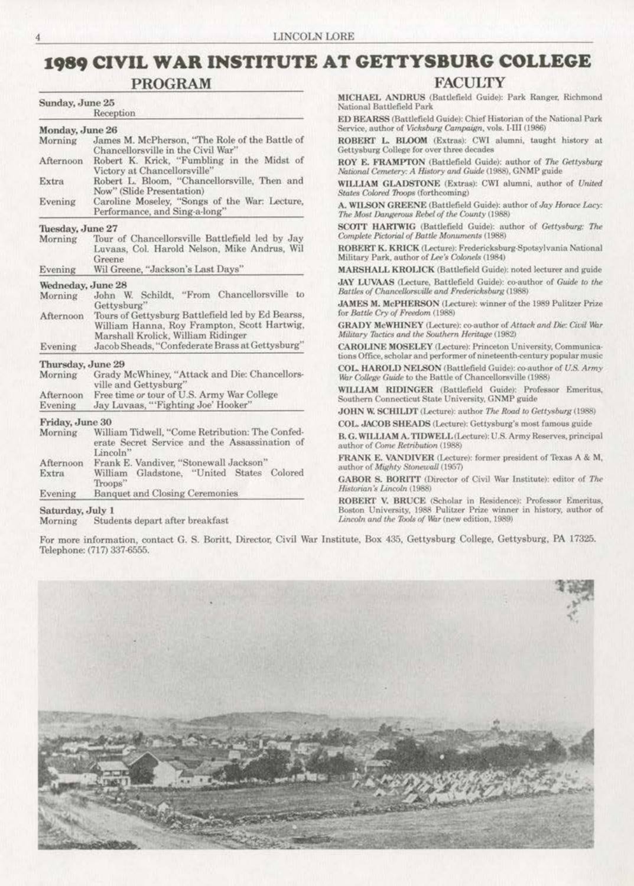# 1989 CIVIL WAR INSTITUTE AT GETTYSBURG COLLEGE

## PROGRAM

**Sunday, June 25**

Reception

**Monday, June 26**

| | |
|---|---|
| Morning | James M. McPherson, "The Role of the Battle of Chancellorsville in the Civil War" |
| Afternoon | Robert K. Krick, "Fumbling in the Midst of Victory at Chancellorsville" |
| Extra | Robert L. Bloom, "Chancellorsville, Then and Now" (Slide Presentation) |
| Evening | Caroline Moseley, "Songs of the War: Lecture, Performance, and Sing-a-long" |

**Tuesday, June 27**

| | |
|---|---|
| Morning | Tour of Chancellorsville Battlefield led by Jay Luvaas, Col. Harold Nelson, Mike Andrus, Wil Greene |
| Evening | Wil Greene, "Jackson's Last Days" |

**Wedneday, June 28**

| | |
|---|---|
| Morning | John W. Schildt, "From Chancellorsville to Gettysburg" |
| Afternoon | Tours of Gettysburg Battlefield led by Ed Bearss, William Hanna, Roy Frampton, Scott Hartwig, Marshall Krolick, William Ridinger |
| Evening | Jacob Sheads, "Confederate Brass at Gettysburg" |

**Thursday, June 29**

| | |
|---|---|
| Morning | Grady McWhiney, "Attack and Die: Chancellorsville and Gettysburg" |
| Afternoon | Free time or tour of U.S. Army War College |
| Evening | Jay Luvaas, "'Fighting Joe' Hooker" |

**Friday, June 30**

| | |
|---|---|
| Morning | William Tidwell, "Come Retribution: The Confederate Secret Service and the Assassination of Lincoln" |
| Afternoon | Frank E. Vandiver, "Stonewall Jackson" |
| Extra | William Gladstone, "United States Colored Troops" |
| Evening | Banquet and Closing Ceremonies |

**Saturday, July 1**

| | |
|---|---|
| Morning | Students depart after breakfast |

## FACULTY

**MICHAEL ANDRUS** (Battlefield Guide): Park Ranger, Richmond National Battlefield Park

**ED BEARSS** (Battlefield Guide): Chief Historian of the National Park Service, author of *Vicksburg Campaign*, vols. I-III (1986)

**ROBERT L. BLOOM** (Extras): CWI alumni, taught history at Gettysburg College for over three decades

**ROY E. FRAMPTON** (Battlefield Guide): author of *The Gettysburg National Cemetery: A History and Guide* (1988), GNMP guide

**WILLIAM GLADSTONE** (Extras): CWI alumni, author of *United States Colored Troops* (forthcoming)

**A. WILSON GREENE** (Battlefield Guide): author of *Jay Horace Lacy: The Most Dangerous Rebel of the County* (1988)

**SCOTT HARTWIG** (Battlefield Guide): author of *Gettysburg: The Complete Pictorial of Battle Monuments* (1988)

**ROBERT K. KRICK** (Lecture): Fredericksburg-Spotsylvania National Military Park, author of *Lee's Colonels* (1984)

**MARSHALL KROLICK** (Battlefield Guide): noted lecturer and guide

**JAY LUVAAS** (Lecture, Battlefield Guide): co-author of *Guide to the Battles of Chancellorsville and Fredericksburg* (1988)

**JAMES M. McPHERSON** (Lecture): winner of the 1989 Pulitzer Prize for *Battle Cry of Freedom* (1988)

**GRADY McWHINEY** (Lecture): co-author of *Attack and Die: Civil War Military Tactics and the Southern Heritage* (1982)

**CAROLINE MOSELEY** (Lecture): Princeton University, Communications Office, scholar and performer of nineteenth-century popular music

**COL. HAROLD NELSON** (Battlefield Guide): co-author of *U.S. Army War College Guide* to the Battle of Chancellorsville (1988)

**WILLIAM RIDINGER** (Battlefield Guide): Professor Emeritus, Southern Connecticut State University, GNMP guide

**JOHN W. SCHILDT** (Lecture): author *The Road to Gettysburg* (1988)

**COL. JACOB SHEADS** (Lecture): Gettysburg's most famous guide

**B. G. WILLIAM A. TIDWELL** (Lecture): U.S. Army Reserves, principal author of *Come Retribution* (1988)

**FRANK E. VANDIVER** (Lecture): former president of Texas A & M, author of *Mighty Stonewall* (1957)

**GABOR S. BORITT** (Director of Civil War Institute): editor of *The Historian's Lincoln* (1988)

**ROBERT V. BRUCE** (Scholar in Residence): Professor Emeritus, Boston University, 1988 Pulitzer Prize winner in history, author of *Lincoln and the Tools of War* (new edition, 1989)

For more information, contact G. S. Boritt, Director, Civil War Institute, Box 435, Gettysburg College, Gettysburg, PA 17325. Telephone: (717) 337-6555.